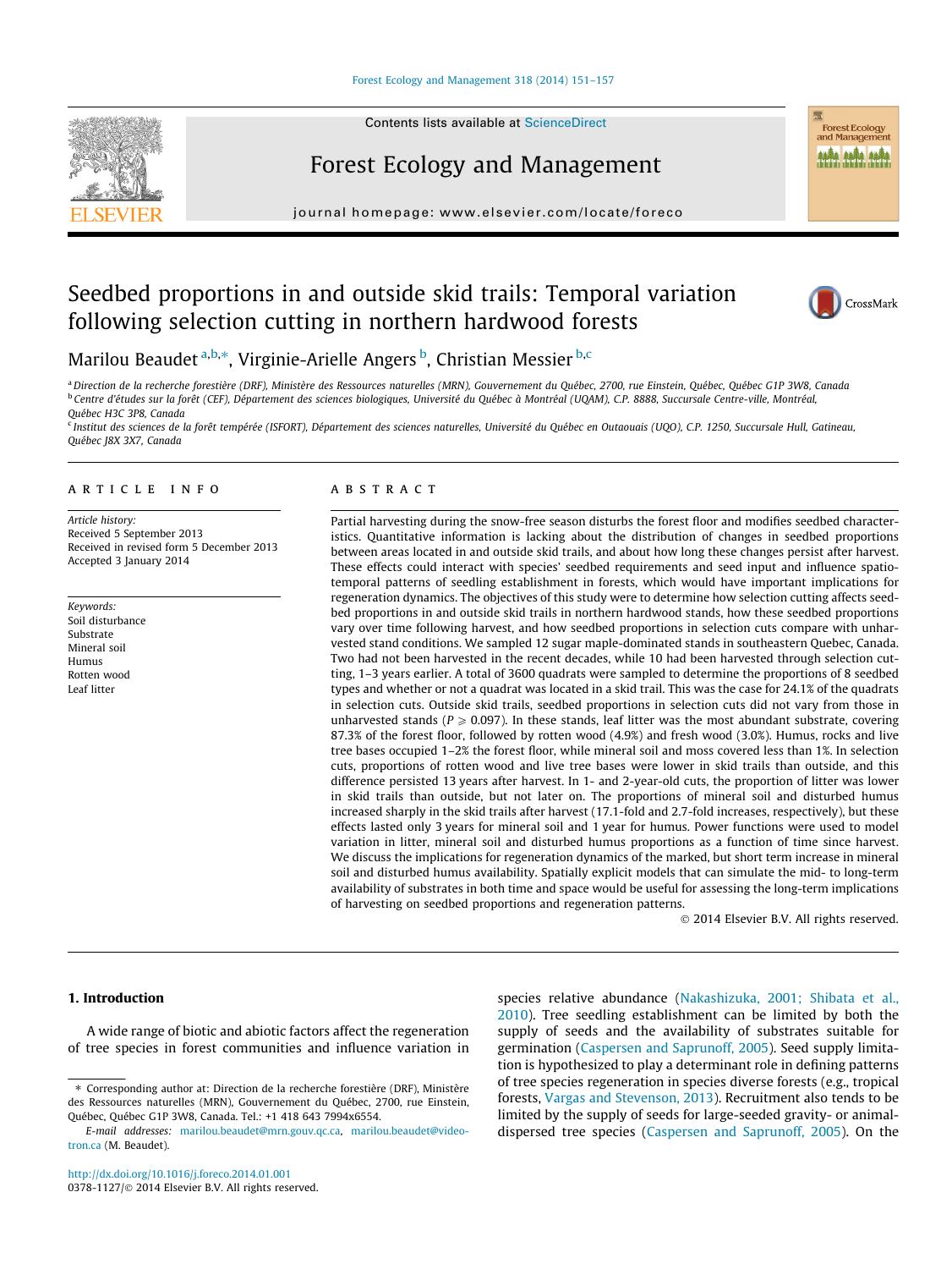Contents lists available at ScienceDirect

# Forest Ecology and Management

journal homepage: www.elsevier.com/locate/foreco

# Seedbed proportions in and outside skid trails: Temporal variation following selection cutting in northern hardwood forests

Marilou Beaudet [a,b,*], Virginie-Arielle Angers [b], Christian Messier [b,c]

[a] Direction de la recherche forestière (DRF), Ministère des Ressources naturelles (MRN), Gouvernement du Québec, 2700, rue Einstein, Québec, Québec G1P 3W8, Canada

[b] Centre d'études sur la forêt (CEF), Département des sciences biologiques, Université du Québec à Montréal (UQAM), C.P. 8888, Succursale Centre-ville, Montréal, Québec H3C 3P8, Canada

[c] Institut des sciences de la forêt tempérée (ISFORT), Département des sciences naturelles, Université du Québec en Outaouais (UQO), C.P. 1250, Succursale Hull, Gatineau, Québec J8X 3X7, Canada

## ARTICLE INFO

*Article history:*
Received 5 September 2013
Received in revised form 5 December 2013
Accepted 3 January 2014

*Keywords:*
Soil disturbance
Substrate
Mineral soil
Humus
Rotten wood
Leaf litter

## ABSTRACT

Partial harvesting during the snow-free season disturbs the forest floor and modifies seedbed characteristics. Quantitative information is lacking about the distribution of changes in seedbed proportions between areas located in and outside skid trails, and about how long these changes persist after harvest. These effects could interact with species' seedbed requirements and seed input and influence spatio-temporal patterns of seedling establishment in forests, which would have important implications for regeneration dynamics. The objectives of this study were to determine how selection cutting affects seedbed proportions in and outside skid trails in northern hardwood stands, how these seedbed proportions vary over time following harvest, and how seedbed proportions in selection cuts compare with unharvested stand conditions. We sampled 12 sugar maple-dominated stands in southeastern Quebec, Canada. Two had not been harvested in the recent decades, while 10 had been harvested through selection cutting, 1–3 years earlier. A total of 3600 quadrats were sampled to determine the proportions of 8 seedbed types and whether or not a quadrat was located in a skid trail. This was the case for 24.1% of the quadrats in selection cuts. Outside skid trails, seedbed proportions in selection cuts did not vary from those in unharvested stands ($P \geq 0.097$). In these stands, leaf litter was the most abundant substrate, covering 87.3% of the forest floor, followed by rotten wood (4.9%) and fresh wood (3.0%). Humus, rocks and live tree bases occupied 1–2% the forest floor, while mineral soil and moss covered less than 1%. In selection cuts, proportions of rotten wood and live tree bases were lower in skid trails than outside, and this difference persisted 13 years after harvest. In 1- and 2-year-old cuts, the proportion of litter was lower in skid trails than outside, but not later on. The proportions of mineral soil and disturbed humus increased sharply in the skid trails after harvest (17.1-fold and 2.7-fold increases, respectively), but these effects lasted only 3 years for mineral soil and 1 year for humus. Power functions were used to model variation in litter, mineral soil and disturbed humus proportions as a function of time since harvest. We discuss the implications for regeneration dynamics of the marked, but short term increase in mineral soil and disturbed humus availability. Spatially explicit models that can simulate the mid- to long-term availability of substrates in both time and space would be useful for assessing the long-term implications of harvesting on seedbed proportions and regeneration patterns.

© 2014 Elsevier B.V. All rights reserved.

## 1. Introduction

A wide range of biotic and abiotic factors affect the regeneration of tree species in forest communities and influence variation in species relative abundance (Nakashizuka, 2001; Shibata et al., 2010). Tree seedling establishment can be limited by both the supply of seeds and the availability of substrates suitable for germination (Caspersen and Saprunoff, 2005). Seed supply limitation is hypothesized to play a determinant role in defining patterns of tree species regeneration in species diverse forests (e.g., tropical forests, Vargas and Stevenson, 2013). Recruitment also tends to be limited by the supply of seeds for large-seeded gravity- or animal-dispersed tree species (Caspersen and Saprunoff, 2005). On the

\* Corresponding author at: Direction de la recherche forestière (DRF), Ministère des Ressources naturelles (MRN), Gouvernement du Québec, 2700, rue Einstein, Québec, Québec G1P 3W8, Canada. Tel.: +1 418 643 7994x6554.

*E-mail addresses:* marilou.beaudet@mrn.gouv.qc.ca, marilou.beaudet@videotron.ca (M. Beaudet).

http://dx.doi.org/10.1016/j.foreco.2014.01.001
0378-1127/© 2014 Elsevier B.V. All rights reserved.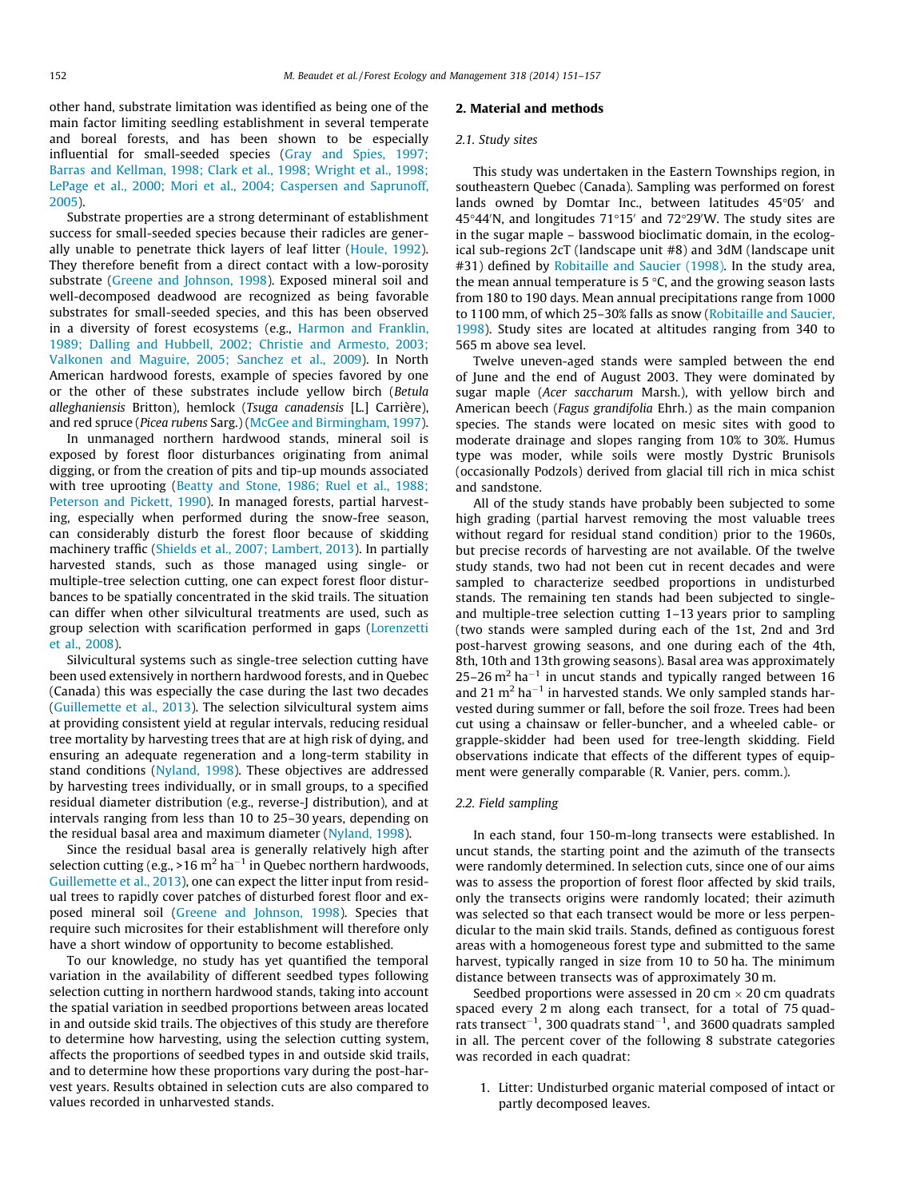other hand, substrate limitation was identified as being one of the main factor limiting seedling establishment in several temperate and boreal forests, and has been shown to be especially influential for small-seeded species (Gray and Spies, 1997; Barras and Kellman, 1998; Clark et al., 1998; Wright et al., 1998; LePage et al., 2000; Mori et al., 2004; Caspersen and Saprunoff, 2005).

Substrate properties are a strong determinant of establishment success for small-seeded species because their radicles are generally unable to penetrate thick layers of leaf litter (Houle, 1992). They therefore benefit from a direct contact with a low-porosity substrate (Greene and Johnson, 1998). Exposed mineral soil and well-decomposed deadwood are recognized as being favorable substrates for small-seeded species, and this has been observed in a diversity of forest ecosystems (e.g., Harmon and Franklin, 1989; Dalling and Hubbell, 2002; Christie and Armesto, 2003; Valkonen and Maguire, 2005; Sanchez et al., 2009). In North American hardwood forests, example of species favored by one or the other of these substrates include yellow birch (*Betula alleghaniensis* Britton), hemlock (*Tsuga canadensis* [L.] Carrière), and red spruce (*Picea rubens* Sarg.) (McGee and Birmingham, 1997).

In unmanaged northern hardwood stands, mineral soil is exposed by forest floor disturbances originating from animal digging, or from the creation of pits and tip-up mounds associated with tree uprooting (Beatty and Stone, 1986; Ruel et al., 1988; Peterson and Pickett, 1990). In managed forests, partial harvesting, especially when performed during the snow-free season, can considerably disturb the forest floor because of skidding machinery traffic (Shields et al., 2007; Lambert, 2013). In partially harvested stands, such as those managed using single- or multiple-tree selection cutting, one can expect forest floor disturbances to be spatially concentrated in the skid trails. The situation can differ when other silvicultural treatments are used, such as group selection with scarification performed in gaps (Lorenzetti et al., 2008).

Silvicultural systems such as single-tree selection cutting have been used extensively in northern hardwood forests, and in Quebec (Canada) this was especially the case during the last two decades (Guillemette et al., 2013). The selection silvicultural system aims at providing consistent yield at regular intervals, reducing residual tree mortality by harvesting trees that are at high risk of dying, and ensuring an adequate regeneration and a long-term stability in stand conditions (Nyland, 1998). These objectives are addressed by harvesting trees individually, or in small groups, to a specified residual diameter distribution (e.g., reverse-J distribution), and at intervals ranging from less than 10 to 25–30 years, depending on the residual basal area and maximum diameter (Nyland, 1998).

Since the residual basal area is generally relatively high after selection cutting (e.g., >16 $m^2\,ha^{-1}$ in Quebec northern hardwoods, Guillemette et al., 2013), one can expect the litter input from residual trees to rapidly cover patches of disturbed forest floor and exposed mineral soil (Greene and Johnson, 1998). Species that require such microsites for their establishment will therefore only have a short window of opportunity to become established.

To our knowledge, no study has yet quantified the temporal variation in the availability of different seedbed types following selection cutting in northern hardwood stands, taking into account the spatial variation in seedbed proportions between areas located in and outside skid trails. The objectives of this study are therefore to determine how harvesting, using the selection cutting system, affects the proportions of seedbed types in and outside skid trails, and to determine how these proportions vary during the post-harvest years. Results obtained in selection cuts are also compared to values recorded in unharvested stands.

## 2. Material and methods

### 2.1. Study sites

This study was undertaken in the Eastern Townships region, in southeastern Quebec (Canada). Sampling was performed on forest lands owned by Domtar Inc., between latitudes 45°05′ and 45°44′N, and longitudes 71°15′ and 72°29′W. The study sites are in the sugar maple – basswood bioclimatic domain, in the ecological sub-regions 2cT (landscape unit #8) and 3dM (landscape unit #31) defined by Robitaille and Saucier (1998). In the study area, the mean annual temperature is 5 °C, and the growing season lasts from 180 to 190 days. Mean annual precipitations range from 1000 to 1100 mm, of which 25–30% falls as snow (Robitaille and Saucier, 1998). Study sites are located at altitudes ranging from 340 to 565 m above sea level.

Twelve uneven-aged stands were sampled between the end of June and the end of August 2003. They were dominated by sugar maple (*Acer saccharum* Marsh.), with yellow birch and American beech (*Fagus grandifolia* Ehrh.) as the main companion species. The stands were located on mesic sites with good to moderate drainage and slopes ranging from 10% to 30%. Humus type was moder, while soils were mostly Dystric Brunisols (occasionally Podzols) derived from glacial till rich in mica schist and sandstone.

All of the study stands have probably been subjected to some high grading (partial harvest removing the most valuable trees without regard for residual stand condition) prior to the 1960s, but precise records of harvesting are not available. Of the twelve study stands, two had not been cut in recent decades and were sampled to characterize seedbed proportions in undisturbed stands. The remaining ten stands had been subjected to single- and multiple-tree selection cutting 1–13 years prior to sampling (two stands were sampled during each of the 1st, 2nd and 3rd post-harvest growing seasons, and one during each of the 4th, 8th, 10th and 13th growing seasons). Basal area was approximately 25–26 $m^2\,ha^{-1}$ in uncut stands and typically ranged between 16 and 21 $m^2\,ha^{-1}$ in harvested stands. We only sampled stands harvested during summer or fall, before the soil froze. Trees had been cut using a chainsaw or feller-buncher, and a wheeled cable- or grapple-skidder had been used for tree-length skidding. Field observations indicate that effects of the different types of equipment were generally comparable (R. Vanier, pers. comm.).

### 2.2. Field sampling

In each stand, four 150-m-long transects were established. In uncut stands, the starting point and the azimuth of the transects were randomly determined. In selection cuts, since one of our aims was to assess the proportion of forest floor affected by skid trails, only the transects origins were randomly located; their azimuth was selected so that each transect would be more or less perpendicular to the main skid trails. Stands, defined as contiguous forest areas with a homogeneous forest type and submitted to the same harvest, typically ranged in size from 10 to 50 ha. The minimum distance between transects was of approximately 30 m.

Seedbed proportions were assessed in 20 cm × 20 cm quadrats spaced every 2 m along each transect, for a total of 75 quadrats $transect^{-1}$, 300 quadrats $stand^{-1}$, and 3600 quadrats sampled in all. The percent cover of the following 8 substrate categories was recorded in each quadrat:

1. Litter: Undisturbed organic material composed of intact or partly decomposed leaves.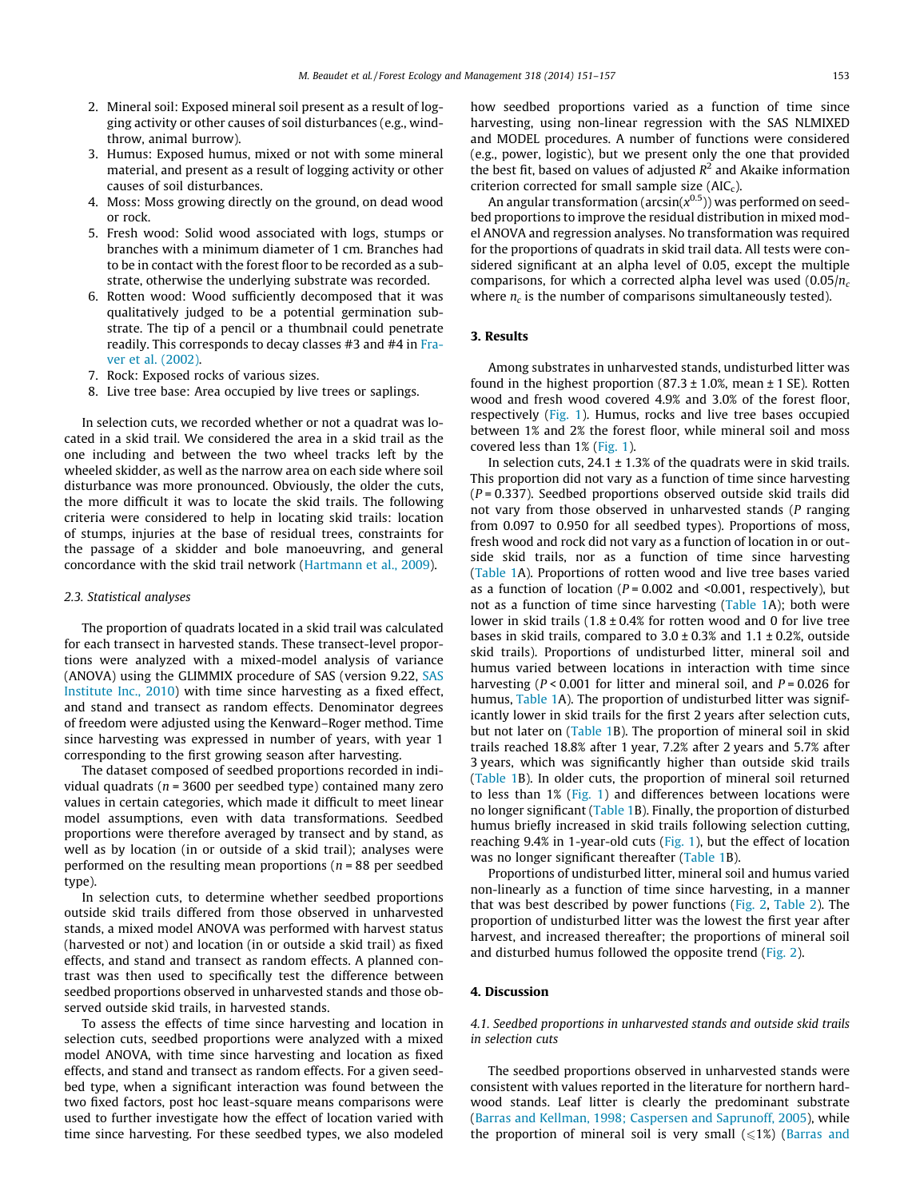2. Mineral soil: Exposed mineral soil present as a result of logging activity or other causes of soil disturbances (e.g., windthrow, animal burrow).
3. Humus: Exposed humus, mixed or not with some mineral material, and present as a result of logging activity or other causes of soil disturbances.
4. Moss: Moss growing directly on the ground, on dead wood or rock.
5. Fresh wood: Solid wood associated with logs, stumps or branches with a minimum diameter of 1 cm. Branches had to be in contact with the forest floor to be recorded as a substrate, otherwise the underlying substrate was recorded.
6. Rotten wood: Wood sufficiently decomposed that it was qualitatively judged to be a potential germination substrate. The tip of a pencil or a thumbnail could penetrate readily. This corresponds to decay classes #3 and #4 in Fraver et al. (2002).
7. Rock: Exposed rocks of various sizes.
8. Live tree base: Area occupied by live trees or saplings.

In selection cuts, we recorded whether or not a quadrat was located in a skid trail. We considered the area in a skid trail as the one including and between the two wheel tracks left by the wheeled skidder, as well as the narrow area on each side where soil disturbance was more pronounced. Obviously, the older the cuts, the more difficult it was to locate the skid trails. The following criteria were considered to help in locating skid trails: location of stumps, injuries at the base of residual trees, constraints for the passage of a skidder and bole manoeuvring, and general concordance with the skid trail network (Hartmann et al., 2009).

### 2.3. Statistical analyses

The proportion of quadrats located in a skid trail was calculated for each transect in harvested stands. These transect-level proportions were analyzed with a mixed-model analysis of variance (ANOVA) using the GLIMMIX procedure of SAS (version 9.22, SAS Institute Inc., 2010) with time since harvesting as a fixed effect, and stand and transect as random effects. Denominator degrees of freedom were adjusted using the Kenward–Roger method. Time since harvesting was expressed in number of years, with year 1 corresponding to the first growing season after harvesting.

The dataset composed of seedbed proportions recorded in individual quadrats ($n = 3600$ per seedbed type) contained many zero values in certain categories, which made it difficult to meet linear model assumptions, even with data transformations. Seedbed proportions were therefore averaged by transect and by stand, as well as by location (in or outside of a skid trail); analyses were performed on the resulting mean proportions ($n = 88$ per seedbed type).

In selection cuts, to determine whether seedbed proportions outside skid trails differed from those observed in unharvested stands, a mixed model ANOVA was performed with harvest status (harvested or not) and location (in or outside a skid trail) as fixed effects, and stand and transect as random effects. A planned contrast was then used to specifically test the difference between seedbed proportions observed in unharvested stands and those observed outside skid trails, in harvested stands.

To assess the effects of time since harvesting and location in selection cuts, seedbed proportions were analyzed with a mixed model ANOVA, with time since harvesting and location as fixed effects, and stand and transect as random effects. For a given seedbed type, when a significant interaction was found between the two fixed factors, post hoc least-square means comparisons were used to further investigate how the effect of location varied with time since harvesting. For these seedbed types, we also modeled how seedbed proportions varied as a function of time since harvesting, using non-linear regression with the SAS NLMIXED and MODEL procedures. A number of functions were considered (e.g., power, logistic), but we present only the one that provided the best fit, based on values of adjusted $R^2$ and Akaike information criterion corrected for small sample size ($AIC_c$).

An angular transformation ($\arcsin(x^{0.5})$) was performed on seedbed proportions to improve the residual distribution in mixed model ANOVA and regression analyses. No transformation was required for the proportions of quadrats in skid trail data. All tests were considered significant at an alpha level of 0.05, except the multiple comparisons, for which a corrected alpha level was used ($0.05/n_c$ where $n_c$ is the number of comparisons simultaneously tested).

## 3. Results

Among substrates in unharvested stands, undisturbed litter was found in the highest proportion (87.3 ± 1.0%, mean ± 1 SE). Rotten wood and fresh wood covered 4.9% and 3.0% of the forest floor, respectively (Fig. 1). Humus, rocks and live tree bases occupied between 1% and 2% the forest floor, while mineral soil and moss covered less than 1% (Fig. 1).

In selection cuts, 24.1 ± 1.3% of the quadrats were in skid trails. This proportion did not vary as a function of time since harvesting ($P = 0.337$). Seedbed proportions observed outside skid trails did not vary from those observed in unharvested stands ($P$ ranging from 0.097 to 0.950 for all seedbed types). Proportions of moss, fresh wood and rock did not vary as a function of location in or outside skid trails, nor as a function of time since harvesting (Table 1A). Proportions of rotten wood and live tree bases varied as a function of location ($P = 0.002$ and <0.001, respectively), but not as a function of time since harvesting (Table 1A); both were lower in skid trails (1.8 ± 0.4% for rotten wood and 0 for live tree bases in skid trails, compared to 3.0 ± 0.3% and 1.1 ± 0.2%, outside skid trails). Proportions of undisturbed litter, mineral soil and humus varied between locations in interaction with time since harvesting ($P < 0.001$ for litter and mineral soil, and $P = 0.026$ for humus, Table 1A). The proportion of undisturbed litter was significantly lower in skid trails for the first 2 years after selection cuts, but not later on (Table 1B). The proportion of mineral soil in skid trails reached 18.8% after 1 year, 7.2% after 2 years and 5.7% after 3 years, which was significantly higher than outside skid trails (Table 1B). In older cuts, the proportion of mineral soil returned to less than 1% (Fig. 1) and differences between locations were no longer significant (Table 1B). Finally, the proportion of disturbed humus briefly increased in skid trails following selection cutting, reaching 9.4% in 1-year-old cuts (Fig. 1), but the effect of location was no longer significant thereafter (Table 1B).

Proportions of undisturbed litter, mineral soil and humus varied non-linearly as a function of time since harvesting, in a manner that was best described by power functions (Fig. 2, Table 2). The proportion of undisturbed litter was the lowest the first year after harvest, and increased thereafter; the proportions of mineral soil and disturbed humus followed the opposite trend (Fig. 2).

## 4. Discussion

### 4.1. Seedbed proportions in unharvested stands and outside skid trails in selection cuts

The seedbed proportions observed in unharvested stands were consistent with values reported in the literature for northern hardwood stands. Leaf litter is clearly the predominant substrate (Barras and Kellman, 1998; Caspersen and Saprunoff, 2005), while the proportion of mineral soil is very small (⩽1%) (Barras and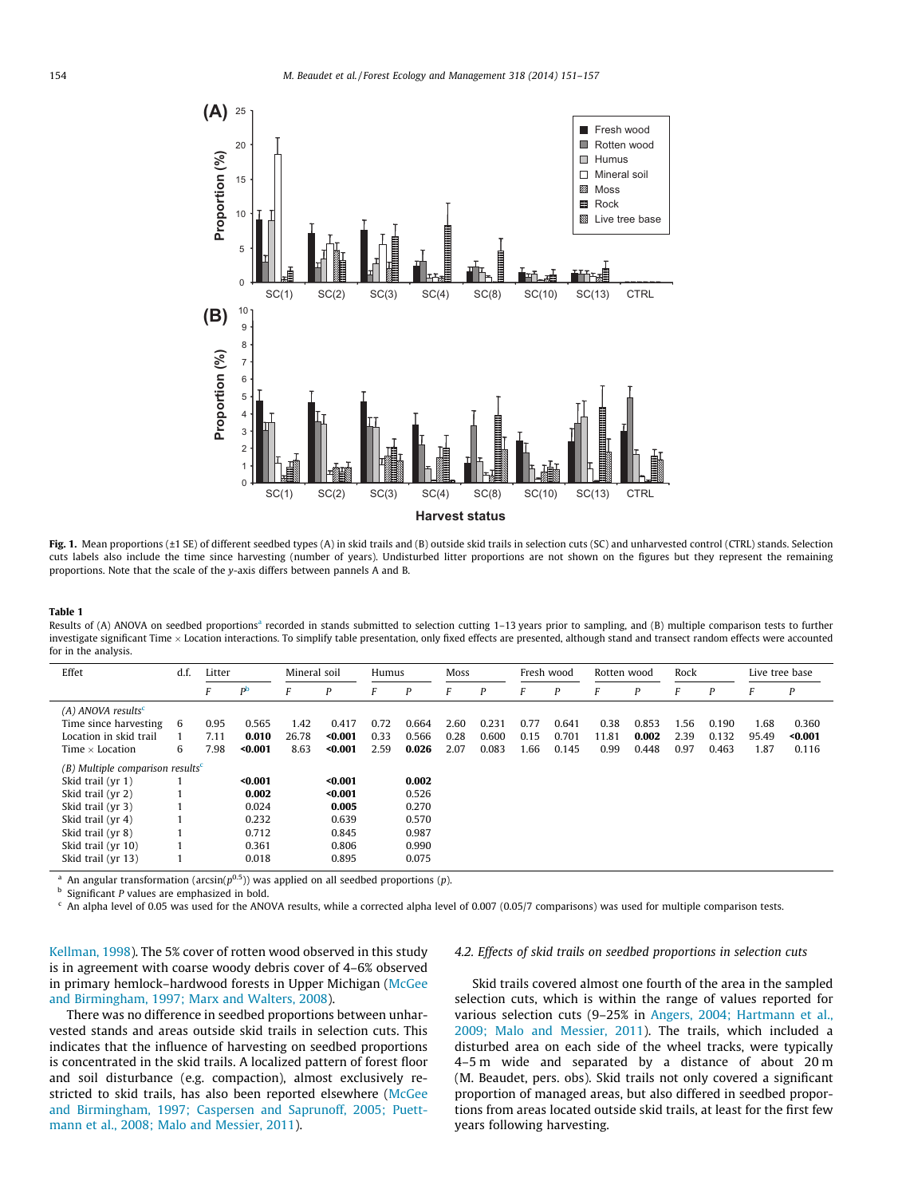Fig. 1. Mean proportions (±1 SE) of different seedbed types (A) in skid trails and (B) outside skid trails in selection cuts (SC) and unharvested control (CTRL) stands. Selection cuts labels also include the time since harvesting (number of years). Undisturbed litter proportions are not shown on the figures but they represent the remaining proportions. Note that the scale of the y-axis differs between pannels A and B.

**Table 1**
Results of (A) ANOVA on seedbed proportions[a] recorded in stands submitted to selection cutting 1–13 years prior to sampling, and (B) multiple comparison tests to further investigate significant Time × Location interactions. To simplify table presentation, only fixed effects are presented, although stand and transect random effects were accounted for in the analysis.

| Effet | d.f. | Litter | | Mineral soil | | Humus | | Moss | | Fresh wood | | Rotten wood | | Rock | | Live tree base | |
|---|---|---|---|---|---|---|---|---|---|---|---|---|---|---|---|---|---|
| | | $F$ | $P$[b] | $F$ | $P$ | $F$ | $P$ | $F$ | $P$ | $F$ | $P$ | $F$ | $P$ | $F$ | $P$ | $F$ | $P$ |
| *(A) ANOVA results*[c] | | | | | | | | | | | | | | | | | |
| Time since harvesting | 6 | 0.95 | 0.565 | 1.42 | 0.417 | 0.72 | 0.664 | 2.60 | 0.231 | 0.77 | 0.641 | 0.38 | 0.853 | 1.56 | 0.190 | 1.68 | 0.360 |
| Location in skid trail | 1 | 7.11 | **0.010** | 26.78 | **<0.001** | 0.33 | 0.566 | 0.28 | 0.600 | 0.15 | 0.701 | 11.81 | **0.002** | 2.39 | 0.132 | 95.49 | **<0.001** |
| Time × Location | 6 | 7.98 | **<0.001** | 8.63 | **<0.001** | 2.59 | **0.026** | 2.07 | 0.083 | 1.66 | 0.145 | 0.99 | 0.448 | 0.97 | 0.463 | 1.87 | 0.116 |
| *(B) Multiple comparison results*[c] | | | | | | | | | | | | | | | | | |
| Skid trail (yr 1) | 1 | | **<0.001** | | **<0.001** | | **0.002** | | | | | | | | | | |
| Skid trail (yr 2) | 1 | | **0.002** | | **<0.001** | | 0.526 | | | | | | | | | | |
| Skid trail (yr 3) | 1 | | 0.024 | | **0.005** | | 0.270 | | | | | | | | | | |
| Skid trail (yr 4) | 1 | | 0.232 | | 0.639 | | 0.570 | | | | | | | | | | |
| Skid trail (yr 8) | 1 | | 0.712 | | 0.845 | | 0.987 | | | | | | | | | | |
| Skid trail (yr 10) | 1 | | 0.361 | | 0.806 | | 0.990 | | | | | | | | | | |
| Skid trail (yr 13) | 1 | | 0.018 | | 0.895 | | 0.075 | | | | | | | | | | |

[a] An angular transformation ($\arcsin(p^{0.5})$) was applied on all seedbed proportions ($p$).
[b] Significant $P$ values are emphasized in bold.
[c] An alpha level of 0.05 was used for the ANOVA results, while a corrected alpha level of 0.007 (0.05/7 comparisons) was used for multiple comparison tests.

Kellman, 1998). The 5% cover of rotten wood observed in this study is in agreement with coarse woody debris cover of 4–6% observed in primary hemlock–hardwood forests in Upper Michigan (McGee and Birmingham, 1997; Marx and Walters, 2008).

There was no difference in seedbed proportions between unharvested stands and areas outside skid trails in selection cuts. This indicates that the influence of harvesting on seedbed proportions is concentrated in the skid trails. A localized pattern of forest floor and soil disturbance (e.g. compaction), almost exclusively restricted to skid trails, has also been reported elsewhere (McGee and Birmingham, 1997; Caspersen and Saprunoff, 2005; Puettmann et al., 2008; Malo and Messier, 2011).

### 4.2. Effects of skid trails on seedbed proportions in selection cuts

Skid trails covered almost one fourth of the area in the sampled selection cuts, which is within the range of values reported for various selection cuts (9–25% in Angers, 2004; Hartmann et al., 2009; Malo and Messier, 2011). The trails, which included a disturbed area on each side of the wheel tracks, were typically 4–5 m wide and separated by a distance of about 20 m (M. Beaudet, pers. obs). Skid trails not only covered a significant proportion of managed areas, but also differed in seedbed proportions from areas located outside skid trails, at least for the first few years following harvesting.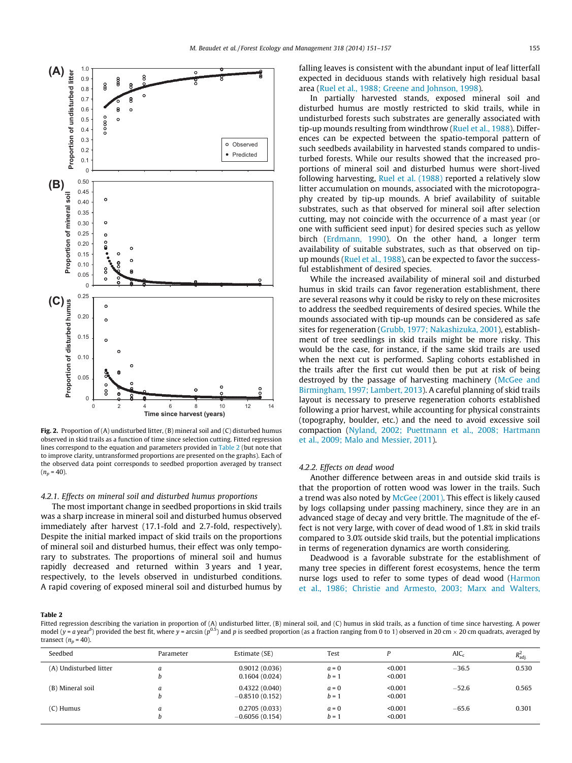**Fig. 2.** Proportion of (A) undisturbed litter, (B) mineral soil and (C) disturbed humus observed in skid trails as a function of time since selection cutting. Fitted regression lines correspond to the equation and parameters provided in Table 2 (but note that to improve clarity, untransformed proportions are presented on the graphs). Each of the observed data point corresponds to seedbed proportion averaged by transect ($n_p = 40$).

#### 4.2.1. Effects on mineral soil and disturbed humus proportions

The most important change in seedbed proportions in skid trails was a sharp increase in mineral soil and disturbed humus observed immediately after harvest (17.1-fold and 2.7-fold, respectively). Despite the initial marked impact of skid trails on the proportions of mineral soil and disturbed humus, their effect was only temporary to substrates. The proportions of mineral soil and humus rapidly decreased and returned within 3 years and 1 year, respectively, to the levels observed in undisturbed conditions. A rapid covering of exposed mineral soil and disturbed humus by falling leaves is consistent with the abundant input of leaf litterfall expected in deciduous stands with relatively high residual basal area (Ruel et al., 1988; Greene and Johnson, 1998).

In partially harvested stands, exposed mineral soil and disturbed humus are mostly restricted to skid trails, while in undisturbed forests such substrates are generally associated with tip-up mounds resulting from windthrow (Ruel et al., 1988). Differences can be expected between the spatio-temporal pattern of such seedbeds availability in harvested stands compared to undisturbed forests. While our results showed that the increased proportions of mineral soil and disturbed humus were short-lived following harvesting, Ruel et al. (1988) reported a relatively slow litter accumulation on mounds, associated with the microtopography created by tip-up mounds. A brief availability of suitable substrates, such as that observed for mineral soil after selection cutting, may not coincide with the occurrence of a mast year (or one with sufficient seed input) for desired species such as yellow birch (Erdmann, 1990). On the other hand, a longer term availability of suitable substrates, such as that observed on tip-up mounds (Ruel et al., 1988), can be expected to favor the successful establishment of desired species.

While the increased availability of mineral soil and disturbed humus in skid trails can favor regeneration establishment, there are several reasons why it could be risky to rely on these microsites to address the seedbed requirements of desired species. While the mounds associated with tip-up mounds can be considered as safe sites for regeneration (Grubb, 1977; Nakashizuka, 2001), establishment of tree seedlings in skid trails might be more risky. This would be the case, for instance, if the same skid trails are used when the next cut is performed. Sapling cohorts established in the trails after the first cut would then be put at risk of being destroyed by the passage of harvesting machinery (McGee and Birmingham, 1997; Lambert, 2013). A careful planning of skid trails layout is necessary to preserve regeneration cohorts established following a prior harvest, while accounting for physical constraints (topography, boulder, etc.) and the need to avoid excessive soil compaction (Nyland, 2002; Puettmann et al., 2008; Hartmann et al., 2009; Malo and Messier, 2011).

#### 4.2.2. Effects on dead wood

Another difference between areas in and outside skid trails is that the proportion of rotten wood was lower in the trails. Such a trend was also noted by McGee (2001). This effect is likely caused by logs collapsing under passing machinery, since they are in an advanced stage of decay and very brittle. The magnitude of the effect is not very large, with cover of dead wood of 1.8% in skid trails compared to 3.0% outside skid trails, but the potential implications in terms of regeneration dynamics are worth considering.

Deadwood is a favorable substrate for the establishment of many tree species in different forest ecosystems, hence the term nurse logs used to refer to some types of dead wood (Harmon et al., 1986; Christie and Armesto, 2003; Marx and Walters,

**Table 2**
Fitted regression describing the variation in proportion of (A) undisturbed litter, (B) mineral soil, and (C) humus in skid trails, as a function of time since harvesting. A power model ($y = a$ year$^b$) provided the best fit, where $y = \arcsin(p^{0.5})$ and $p$ is seedbed proportion (as a fraction ranging from 0 to 1) observed in 20 cm × 20 cm quadrats, averaged by transect ($n_p = 40$).

| Seedbed | Parameter | Estimate (SE) | Test | $P$ | AIC$_c$ | $R^2_{adj}$ |
|---|---|---|---|---|---|---|
| (A) Undisturbed litter | $a$ | 0.9012 (0.036) | $a = 0$ | <0.001 | −36.5 | 0.530 |
| | $b$ | 0.1604 (0.024) | $b = 1$ | <0.001 | | |
| (B) Mineral soil | $a$ | 0.4322 (0.040) | $a = 0$ | <0.001 | −52.6 | 0.565 |
| | $b$ | −0.8510 (0.152) | $b = 1$ | <0.001 | | |
| (C) Humus | $a$ | 0.2705 (0.033) | $a = 0$ | <0.001 | −65.6 | 0.301 |
| | $b$ | −0.6056 (0.154) | $b = 1$ | <0.001 | | |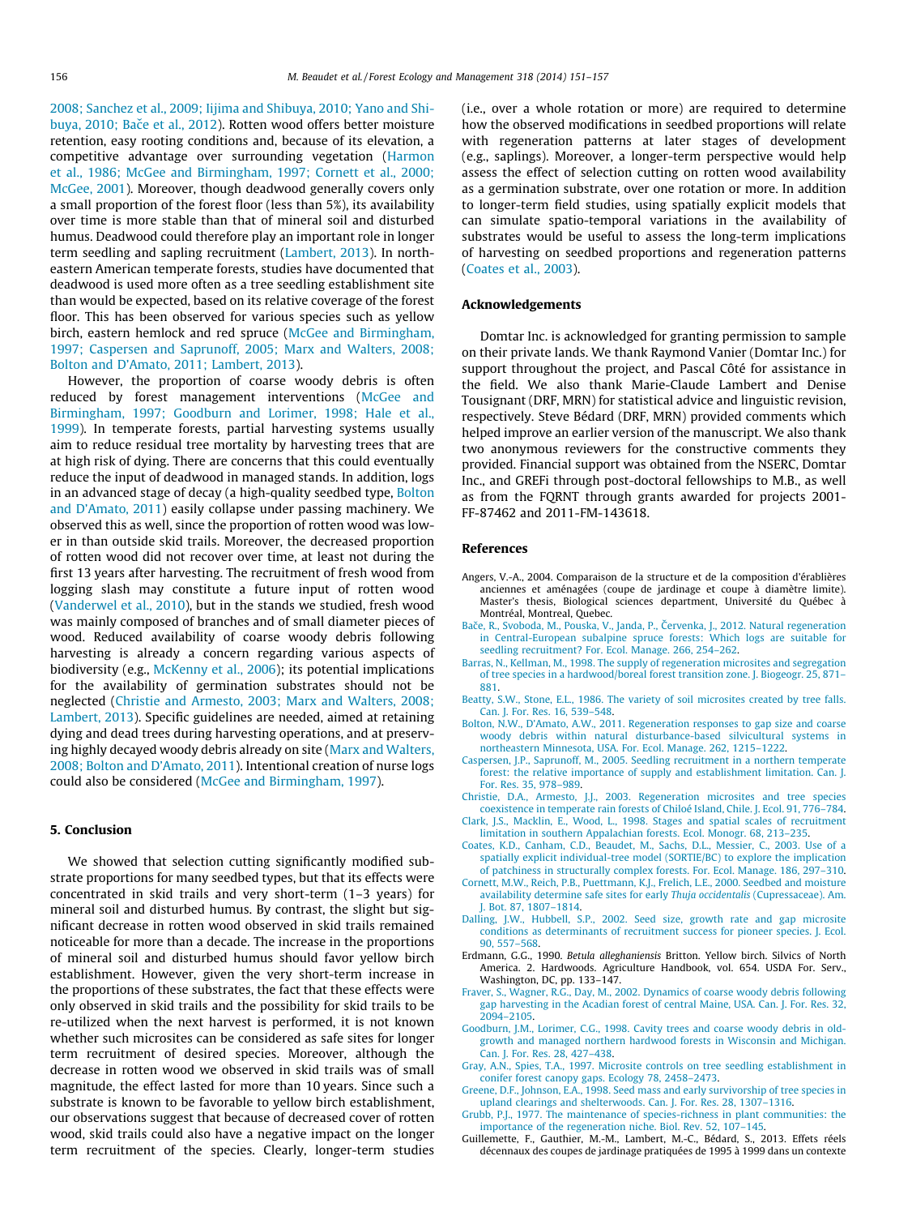2008; Sanchez et al., 2009; Iijima and Shibuya, 2010; Yano and Shibuya, 2010; Bače et al., 2012). Rotten wood offers better moisture retention, easy rooting conditions and, because of its elevation, a competitive advantage over surrounding vegetation (Harmon et al., 1986; McGee and Birmingham, 1997; Cornett et al., 2000; McGee, 2001). Moreover, though deadwood generally covers only a small proportion of the forest floor (less than 5%), its availability over time is more stable than that of mineral soil and disturbed humus. Deadwood could therefore play an important role in longer term seedling and sapling recruitment (Lambert, 2013). In northeastern American temperate forests, studies have documented that deadwood is used more often as a tree seedling establishment site than would be expected, based on its relative coverage of the forest floor. This has been observed for various species such as yellow birch, eastern hemlock and red spruce (McGee and Birmingham, 1997; Caspersen and Saprunoff, 2005; Marx and Walters, 2008; Bolton and D'Amato, 2011; Lambert, 2013).

However, the proportion of coarse woody debris is often reduced by forest management interventions (McGee and Birmingham, 1997; Goodburn and Lorimer, 1998; Hale et al., 1999). In temperate forests, partial harvesting systems usually aim to reduce residual tree mortality by harvesting trees that are at high risk of dying. There are concerns that this could eventually reduce the input of deadwood in managed stands. In addition, logs in an advanced stage of decay (a high-quality seedbed type, Bolton and D'Amato, 2011) easily collapse under passing machinery. We observed this as well, since the proportion of rotten wood was lower in than outside skid trails. Moreover, the decreased proportion of rotten wood did not recover over time, at least not during the first 13 years after harvesting. The recruitment of fresh wood from logging slash may constitute a future input of rotten wood (Vanderwel et al., 2010), but in the stands we studied, fresh wood was mainly composed of branches and of small diameter pieces of wood. Reduced availability of coarse woody debris following harvesting is already a concern regarding various aspects of biodiversity (e.g., McKenny et al., 2006); its potential implications for the availability of germination substrates should not be neglected (Christie and Armesto, 2003; Marx and Walters, 2008; Lambert, 2013). Specific guidelines are needed, aimed at retaining dying and dead trees during harvesting operations, and at preserving highly decayed woody debris already on site (Marx and Walters, 2008; Bolton and D'Amato, 2011). Intentional creation of nurse logs could also be considered (McGee and Birmingham, 1997).

## 5. Conclusion

We showed that selection cutting significantly modified substrate proportions for many seedbed types, but that its effects were concentrated in skid trails and very short-term (1–3 years) for mineral soil and disturbed humus. By contrast, the slight but significant decrease in rotten wood observed in skid trails remained noticeable for more than a decade. The increase in the proportions of mineral soil and disturbed humus should favor yellow birch establishment. However, given the very short-term increase in the proportions of these substrates, the fact that these effects were only observed in skid trails and the possibility for skid trails to be re-utilized when the next harvest is performed, it is not known whether such microsites can be considered as safe sites for longer term recruitment of desired species. Moreover, although the decrease in rotten wood we observed in skid trails was of small magnitude, the effect lasted for more than 10 years. Since such a substrate is known to be favorable to yellow birch establishment, our observations suggest that because of decreased cover of rotten wood, skid trails could also have a negative impact on the longer term recruitment of the species. Clearly, longer-term studies (i.e., over a whole rotation or more) are required to determine how the observed modifications in seedbed proportions will relate with regeneration patterns at later stages of development (e.g., saplings). Moreover, a longer-term perspective would help assess the effect of selection cutting on rotten wood availability as a germination substrate, over one rotation or more. In addition to longer-term field studies, using spatially explicit models that can simulate spatio-temporal variations in the availability of substrates would be useful to assess the long-term implications of harvesting on seedbed proportions and regeneration patterns (Coates et al., 2003).

## Acknowledgements

Domtar Inc. is acknowledged for granting permission to sample on their private lands. We thank Raymond Vanier (Domtar Inc.) for support throughout the project, and Pascal Côté for assistance in the field. We also thank Marie-Claude Lambert and Denise Tousignant (DRF, MRN) for statistical advice and linguistic revision, respectively. Steve Bédard (DRF, MRN) provided comments which helped improve an earlier version of the manuscript. We also thank two anonymous reviewers for the constructive comments they provided. Financial support was obtained from the NSERC, Domtar Inc., and GREFi through post-doctoral fellowships to M.B., as well as from the FQRNT through grants awarded for projects 2001-FF-87462 and 2011-FM-143618.

## References

Angers, V.-A., 2004. Comparaison de la structure et de la composition d'érablières anciennes et aménagées (coupe de jardinage et coupe à diamètre limite). Master's thesis, Biological sciences department, Université du Québec à Montréal, Montreal, Quebec.

Bače, R., Svoboda, M., Pouska, V., Janda, P., Červenka, J., 2012. Natural regeneration in Central-European subalpine spruce forests: Which logs are suitable for seedling recruitment? For. Ecol. Manage. 266, 254–262.

Barras, N., Kellman, M., 1998. The supply of regeneration microsites and segregation of tree species in a hardwood/boreal forest transition zone. J. Biogeogr. 25, 871–881.

Beatty, S.W., Stone, E.L., 1986. The variety of soil microsites created by tree falls. Can. J. For. Res. 16, 539–548.

Bolton, N.W., D'Amato, A.W., 2011. Regeneration responses to gap size and coarse woody debris within natural disturbance-based silvicultural systems in northeastern Minnesota, USA. For. Ecol. Manage. 262, 1215–1222.

Caspersen, J.P., Saprunoff, M., 2005. Seedling recruitment in a northern temperate forest: the relative importance of supply and establishment limitation. Can. J. For. Res. 35, 978–989.

Christie, D.A., Armesto, J.J., 2003. Regeneration microsites and tree species coexistence in temperate rain forests of Chiloé Island, Chile. J. Ecol. 91, 776–784.

Clark, J.S., Macklin, E., Wood, L., 1998. Stages and spatial scales of recruitment limitation in southern Appalachian forests. Ecol. Monogr. 68, 213–235.

Coates, K.D., Canham, C.D., Beaudet, M., Sachs, D.L., Messier, C., 2003. Use of a spatially explicit individual-tree model (SORTIE/BC) to explore the implication of patchiness in structurally complex forests. For. Ecol. Manage. 186, 297–310.

Cornett, M.W., Reich, P.B., Puettmann, K.J., Frelich, L.E., 2000. Seedbed and moisture availability determine safe sites for early *Thuja occidentalis* (Cupressaceae). Am. J. Bot. 87, 1807–1814.

Dalling, J.W., Hubbell, S.P., 2002. Seed size, growth rate and gap microsite conditions as determinants of recruitment success for pioneer species. J. Ecol. 90, 557–568.

Erdmann, G.G., 1990. *Betula alleghaniensis* Britton. Yellow birch. Silvics of North America. 2. Hardwoods. Agriculture Handbook, vol. 654. USDA For. Serv., Washington, DC, pp. 133–147.

Fraver, S., Wagner, R.G., Day, M., 2002. Dynamics of coarse woody debris following gap harvesting in the Acadian forest of central Maine, USA. Can. J. For. Res. 32, 2094–2105.

Goodburn, J.M., Lorimer, C.G., 1998. Cavity trees and coarse woody debris in old-growth and managed northern hardwood forests in Wisconsin and Michigan. Can. J. For. Res. 28, 427–438.

Gray, A.N., Spies, T.A., 1997. Microsite controls on tree seedling establishment in conifer forest canopy gaps. Ecology 78, 2458–2473.

Greene, D.F., Johnson, E.A., 1998. Seed mass and early survivorship of tree species in upland clearings and shelterwoods. Can. J. For. Res. 28, 1307–1316.

Grubb, P.J., 1977. The maintenance of species-richness in plant communities: the importance of the regeneration niche. Biol. Rev. 52, 107–145.

Guillemette, F., Gauthier, M.-M., Lambert, M.-C., Bédard, S., 2013. Effets réels décennaux des coupes de jardinage pratiquées de 1995 à 1999 dans un contexte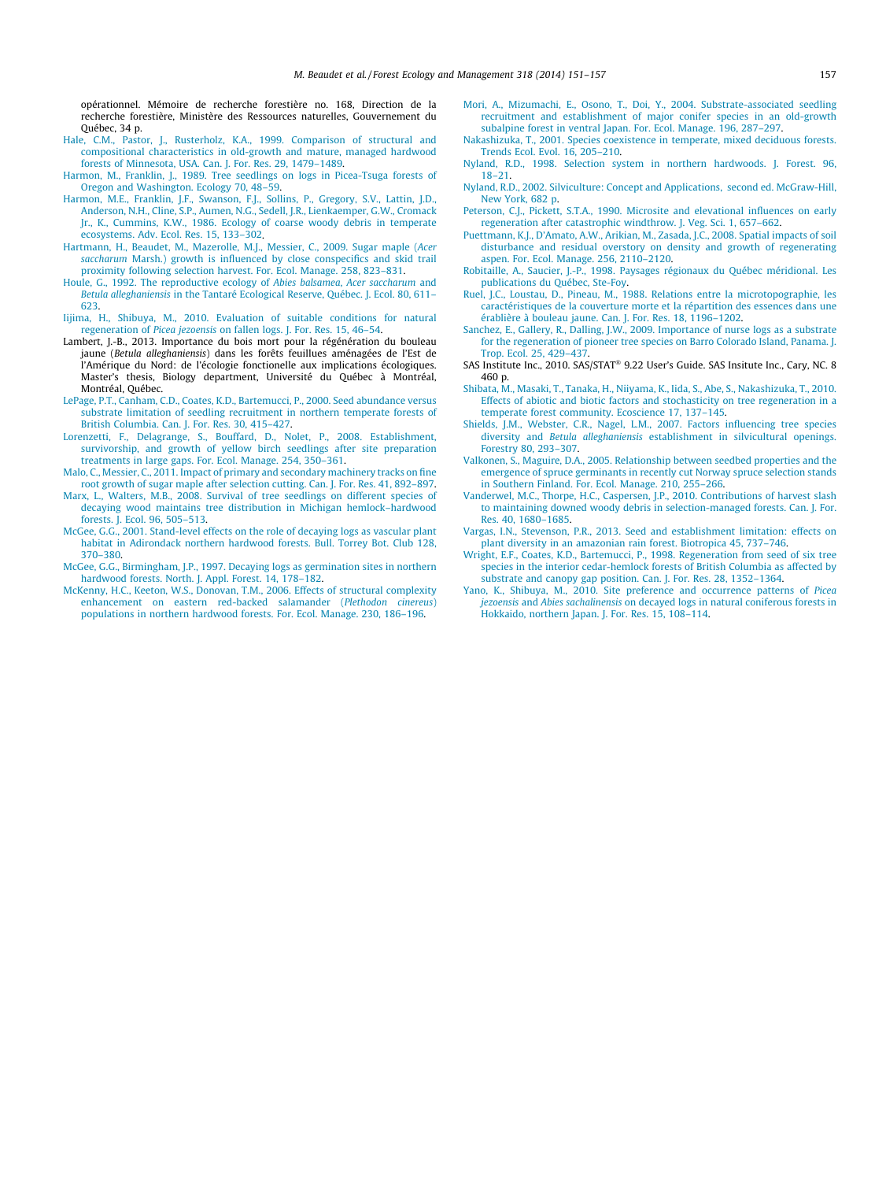opérationnel. Mémoire de recherche forestière no. 168, Direction de la recherche forestière, Ministère des Ressources naturelles, Gouvernement du Québec, 34 p.

Hale, C.M., Pastor, J., Rusterholz, K.A., 1999. Comparison of structural and compositional characteristics in old-growth and mature, managed hardwood forests of Minnesota, USA. Can. J. For. Res. 29, 1479–1489.

Harmon, M., Franklin, J., 1989. Tree seedlings on logs in Picea-Tsuga forests of Oregon and Washington. Ecology 70, 48–59.

Harmon, M.E., Franklin, J.F., Swanson, F.J., Sollins, P., Gregory, S.V., Lattin, J.D., Anderson, N.H., Cline, S.P., Aumen, N.G., Sedell, J.R., Lienkaemper, G.W., Cromack Jr., K., Cummins, K.W., 1986. Ecology of coarse woody debris in temperate ecosystems. Adv. Ecol. Res. 15, 133–302.

Hartmann, H., Beaudet, M., Mazerolle, M.J., Messier, C., 2009. Sugar maple (*Acer saccharum* Marsh.) growth is influenced by close conspecifics and skid trail proximity following selection harvest. For. Ecol. Manage. 258, 823–831.

Houle, G., 1992. The reproductive ecology of *Abies balsamea*, *Acer saccharum* and *Betula alleghaniensis* in the Tantaré Ecological Reserve, Québec. J. Ecol. 80, 611–623.

Iijima, H., Shibuya, M., 2010. Evaluation of suitable conditions for natural regeneration of *Picea jezoensis* on fallen logs. J. For. Res. 15, 46–54.

Lambert, J.-B., 2013. Importance du bois mort pour la régénération du bouleau jaune (*Betula alleghaniensis*) dans les forêts feuillues aménagées de l'Est de l'Amérique du Nord: de l'écologie fonctionelle aux implications écologiques. Master's thesis, Biology department, Université du Québec à Montréal, Montréal, Québec.

LePage, P.T., Canham, C.D., Coates, K.D., Bartemucci, P., 2000. Seed abundance versus substrate limitation of seedling recruitment in northern temperate forests of British Columbia. Can. J. For. Res. 30, 415–427.

Lorenzetti, F., Delagrange, S., Bouffard, D., Nolet, P., 2008. Establishment, survivorship, and growth of yellow birch seedlings after site preparation treatments in large gaps. For. Ecol. Manage. 254, 350–361.

Malo, C., Messier, C., 2011. Impact of primary and secondary machinery tracks on fine root growth of sugar maple after selection cutting. Can. J. For. Res. 41, 892–897.

Marx, L., Walters, M.B., 2008. Survival of tree seedlings on different species of decaying wood maintains tree distribution in Michigan hemlock–hardwood forests. J. Ecol. 96, 505–513.

McGee, G.G., 2001. Stand-level effects on the role of decaying logs as vascular plant habitat in Adirondack northern hardwood forests. Bull. Torrey Bot. Club 128, 370–380.

McGee, G.G., Birmingham, J.P., 1997. Decaying logs as germination sites in northern hardwood forests. North. J. Appl. Forest. 14, 178–182.

McKenny, H.C., Keeton, W.S., Donovan, T.M., 2006. Effects of structural complexity enhancement on eastern red-backed salamander (*Plethodon cinereus*) populations in northern hardwood forests. For. Ecol. Manage. 230, 186–196.

Mori, A., Mizumachi, E., Osono, T., Doi, Y., 2004. Substrate-associated seedling recruitment and establishment of major conifer species in an old-growth subalpine forest in ventral Japan. For. Ecol. Manage. 196, 287–297.

Nakashizuka, T., 2001. Species coexistence in temperate, mixed deciduous forests. Trends Ecol. Evol. 16, 205–210.

Nyland, R.D., 1998. Selection system in northern hardwoods. J. Forest. 96, 18–21.

Nyland, R.D., 2002. Silviculture: Concept and Applications, second ed. McGraw-Hill, New York, 682 p.

Peterson, C.J., Pickett, S.T.A., 1990. Microsite and elevational influences on early regeneration after catastrophic windthrow. J. Veg. Sci. 1, 657–662.

Puettmann, K.J., D'Amato, A.W., Arikian, M., Zasada, J.C., 2008. Spatial impacts of soil disturbance and residual overstory on density and growth of regenerating aspen. For. Ecol. Manage. 256, 2110–2120.

Robitaille, A., Saucier, J.-P., 1998. Paysages régionaux du Québec méridional. Les publications du Québec, Ste-Foy.

Ruel, J.C., Loustau, D., Pineau, M., 1988. Relations entre la microtopographie, les caractéristiques de la couverture morte et la répartition des essences dans une érablière à bouleau jaune. Can. J. For. Res. 18, 1196–1202.

Sanchez, E., Gallery, R., Dalling, J.W., 2009. Importance of nurse logs as a substrate for the regeneration of pioneer tree species on Barro Colorado Island, Panama. J. Trop. Ecol. 25, 429–437.

SAS Institute Inc., 2010. SAS/STAT® 9.22 User's Guide. SAS Insitute Inc., Cary, NC. 8 460 p.

Shibata, M., Masaki, T., Tanaka, H., Niiyama, K., Iida, S., Abe, S., Nakashizuka, T., 2010. Effects of abiotic and biotic factors and stochasticity on tree regeneration in a temperate forest community. Ecoscience 17, 137–145.

Shields, J.M., Webster, C.R., Nagel, L.M., 2007. Factors influencing tree species diversity and *Betula alleghaniensis* establishment in silvicultural openings. Forestry 80, 293–307.

Valkonen, S., Maguire, D.A., 2005. Relationship between seedbed properties and the emergence of spruce germinants in recently cut Norway spruce selection stands in Southern Finland. For. Ecol. Manage. 210, 255–266.

Vanderwel, M.C., Thorpe, H.C., Caspersen, J.P., 2010. Contributions of harvest slash to maintaining downed woody debris in selection-managed forests. Can. J. For. Res. 40, 1680–1685.

Vargas, I.N., Stevenson, P.R., 2013. Seed and establishment limitation: effects on plant diversity in an amazonian rain forest. Biotropica 45, 737–746.

Wright, E.F., Coates, K.D., Bartemucci, P., 1998. Regeneration from seed of six tree species in the interior cedar-hemlock forests of British Columbia as affected by substrate and canopy gap position. Can. J. For. Res. 28, 1352–1364.

Yano, K., Shibuya, M., 2010. Site preference and occurrence patterns of *Picea jezoensis* and *Abies sachalinensis* on decayed logs in natural coniferous forests in Hokkaido, northern Japan. J. For. Res. 15, 108–114.